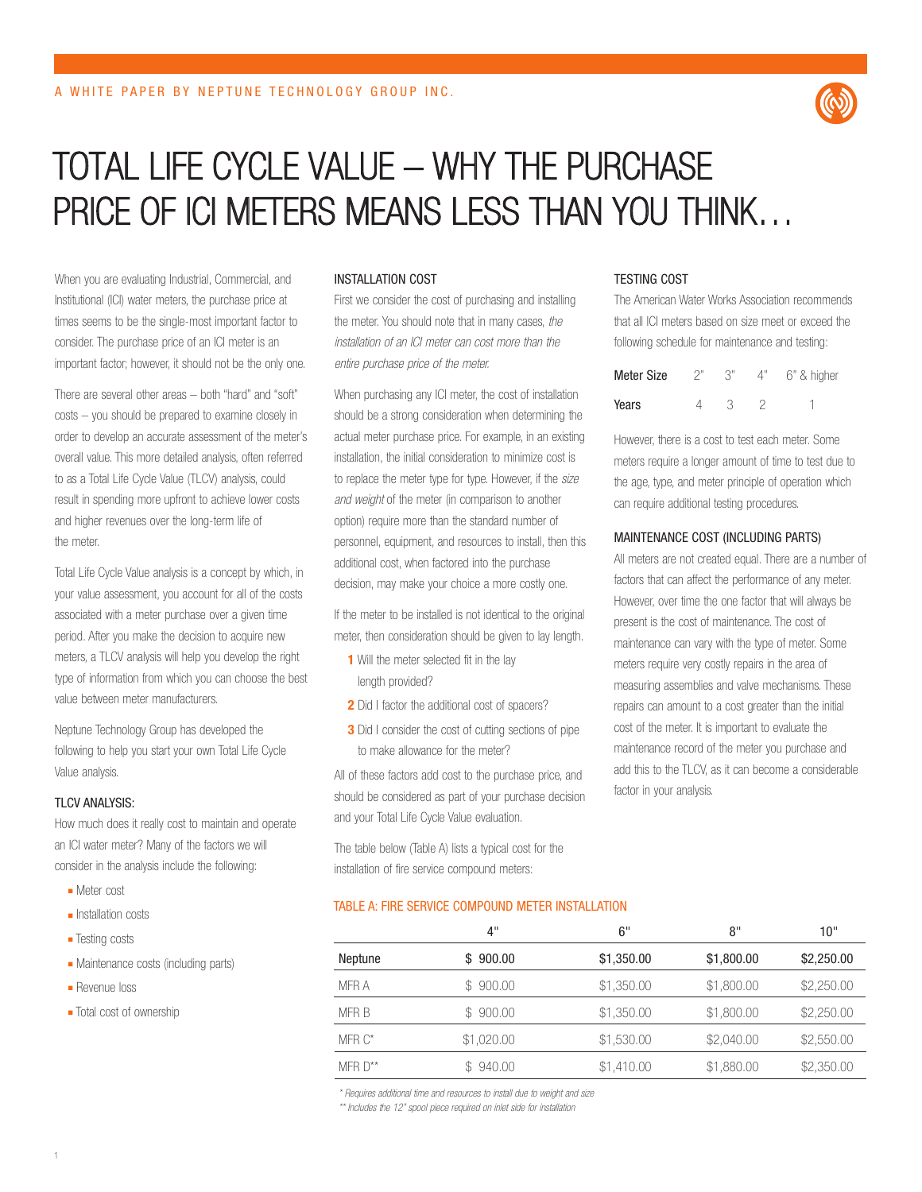A WHITE PAPER BY NEPTUNE TECHNOLOGY GROUP INC.

# TOTAL LIFE CYCLE VALUE – WHY THE PURCHASE PRICE OF ICI METERS MEANS LESS THAN YOU THINK…

When you are evaluating Industrial, Commercial, and Institutional (ICI) water meters, the purchase price at times seems to be the single-most important factor to consider. The purchase price of an ICI meter is an important factor; however, it should not be the only one.

There are several other areas – both "hard" and "soft" costs – you should be prepared to examine closely in order to develop an accurate assessment of the meter's overall value. This more detailed analysis, often referred to as a Total Life Cycle Value (TLCV) analysis, could result in spending more upfront to achieve lower costs and higher revenues over the long-term life of the meter.

Total Life Cycle Value analysis is a concept by which, in your value assessment, you account for all of the costs associated with a meter purchase over a given time period. After you make the decision to acquire new meters, a TLCV analysis will help you develop the right type of information from which you can choose the best value between meter manufacturers.

Neptune Technology Group has developed the following to help you start your own Total Life Cycle Value analysis.

## TLCV ANALYSIS:

How much does it really cost to maintain and operate an ICI water meter? Many of the factors we will consider in the analysis include the following:

- Meter cost
- Installation costs
- Testing costs
- Maintenance costs (including parts)
- Revenue loss
- Total cost of ownership

## INSTALLATION COST

First we consider the cost of purchasing and installing the meter. You should note that in many cases, *the installation of an ICI meter can cost more than the entire purchase price of the meter.*

When purchasing any ICI meter, the cost of installation should be a strong consideration when determining the actual meter purchase price. For example, in an existing installation, the initial consideration to minimize cost is to replace the meter type for type. However, if the *size and weight* of the meter (in comparison to another option) require more than the standard number of personnel, equipment, and resources to install, then this additional cost, when factored into the purchase decision, may make your choice a more costly one.

If the meter to be installed is not identical to the original meter, then consideration should be given to lay length.

1. Will the meter selected fit in the lay length provided?
2. Did I factor the additional cost of spacers?
3. Did I consider the cost of cutting sections of pipe to make allowance for the meter?

All of these factors add cost to the purchase price, and should be considered as part of your purchase decision and your Total Life Cycle Value evaluation.

The table below (Table A) lists a typical cost for the installation of fire service compound meters:

## TESTING COST

The American Water Works Association recommends that all ICI meters based on size meet or exceed the following schedule for maintenance and testing:

| Meter Size | 2" | 3" | 4" | 6" & higher |
|---|---|---|---|---|
| Years | 4 | 3 | 2 | 1 |

However, there is a cost to test each meter. Some meters require a longer amount of time to test due to the age, type, and meter principle of operation which can require additional testing procedures.

## MAINTENANCE COST (INCLUDING PARTS)

All meters are not created equal. There are a number of factors that can affect the performance of any meter. However, over time the one factor that will always be present is the cost of maintenance. The cost of maintenance can vary with the type of meter. Some meters require very costly repairs in the area of measuring assemblies and valve mechanisms. These repairs can amount to a cost greater than the initial cost of the meter. It is important to evaluate the maintenance record of the meter you purchase and add this to the TLCV, as it can become a considerable factor in your analysis.

### TABLE A: FIRE SERVICE COMPOUND METER INSTALLATION

| | 4" | 6" | 8" | 10" |
|---|---|---|---|---|
| **Neptune** | **$ 900.00** | **$1,350.00** | **$1,800.00** | **$2,250.00** |
| MFR A | $ 900.00 | $1,350.00 | $1,800.00 | $2,250.00 |
| MFR B | $ 900.00 | $1,350.00 | $1,800.00 | $2,250.00 |
| MFR C* | $1,020.00 | $1,530.00 | $2,040.00 | $2,550.00 |
| MFR D** | $ 940.00 | $1,410.00 | $1,880.00 | $2,350.00 |

*\* Requires additional time and resources to install due to weight and size*

*\*\* Includes the 12" spool piece required on inlet side for installation*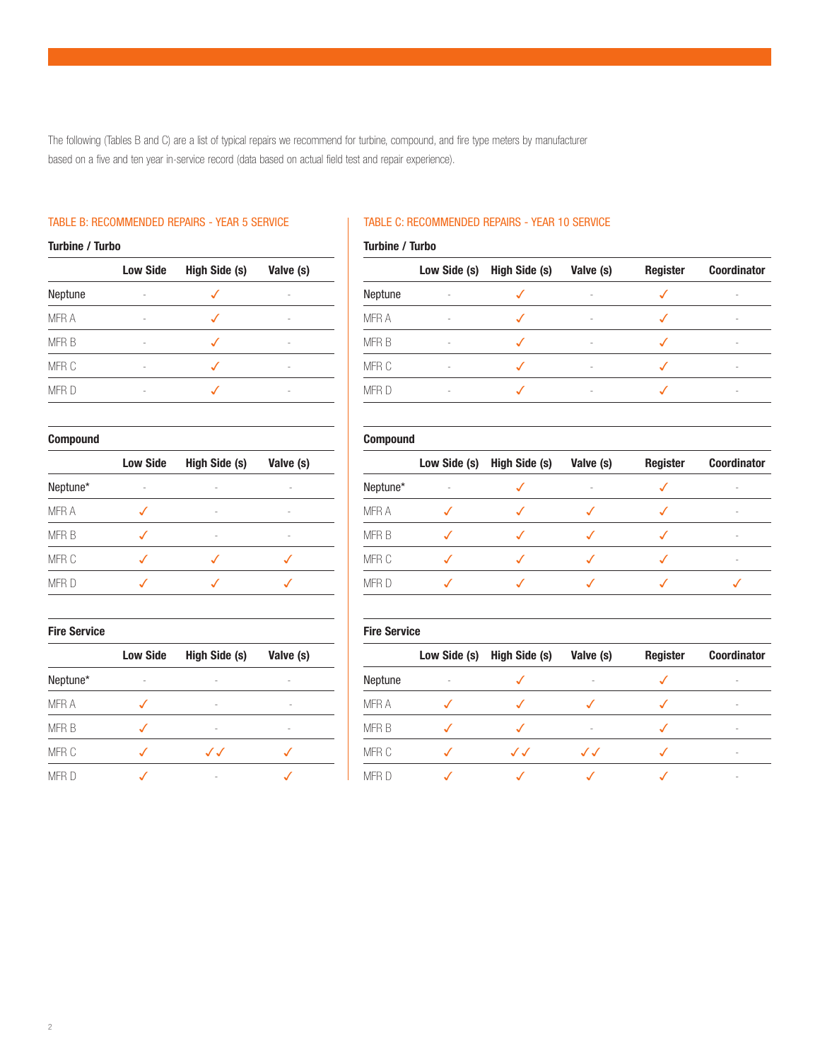The following (Tables B and C) are a list of typical repairs we recommend for turbine, compound, and fire type meters by manufacturer based on a five and ten year in-service record (data based on actual field test and repair experience).

## TABLE B: RECOMMENDED REPAIRS - YEAR 5 SERVICE

**Turbine / Turbo**

| | Low Side | High Side (s) | Valve (s) |
|---|---|---|---|
| Neptune | - | ✓ | - |
| MFR A | - | ✓ | - |
| MFR B | - | ✓ | - |
| MFR C | - | ✓ | - |
| MFR D | - | ✓ | - |

**Compound**

| | Low Side | High Side (s) | Valve (s) |
|---|---|---|---|
| Neptune* | - | - | - |
| MFR A | ✓ | - | - |
| MFR B | ✓ | - | - |
| MFR C | ✓ | ✓ | ✓ |
| MFR D | ✓ | ✓ | ✓ |

**Fire Service**

| | Low Side | High Side (s) | Valve (s) |
|---|---|---|---|
| Neptune* | - | - | - |
| MFR A | ✓ | - | - |
| MFR B | ✓ | - | - |
| MFR C | ✓ | ✓✓ | ✓ |
| MFR D | ✓ | - | ✓ |

## TABLE C: RECOMMENDED REPAIRS - YEAR 10 SERVICE

**Turbine / Turbo**

| | Low Side (s) | High Side (s) | Valve (s) | Register | Coordinator |
|---|---|---|---|---|---|
| Neptune | - | ✓ | - | ✓ | - |
| MFR A | - | ✓ | - | ✓ | - |
| MFR B | - | ✓ | - | ✓ | - |
| MFR C | - | ✓ | - | ✓ | - |
| MFR D | - | ✓ | - | ✓ | - |

**Compound**

| | Low Side (s) | High Side (s) | Valve (s) | Register | Coordinator |
|---|---|---|---|---|---|
| Neptune* | - | ✓ | - | ✓ | - |
| MFR A | ✓ | ✓ | ✓ | ✓ | - |
| MFR B | ✓ | ✓ | ✓ | ✓ | - |
| MFR C | ✓ | ✓ | ✓ | ✓ | - |
| MFR D | ✓ | ✓ | ✓ | ✓ | ✓ |

**Fire Service**

| | Low Side (s) | High Side (s) | Valve (s) | Register | Coordinator |
|---|---|---|---|---|---|
| Neptune | - | ✓ | - | ✓ | - |
| MFR A | ✓ | ✓ | ✓ | ✓ | - |
| MFR B | ✓ | ✓ | - | ✓ | - |
| MFR C | ✓ | ✓✓ | ✓✓ | ✓ | - |
| MFR D | ✓ | ✓ | ✓ | ✓ | - |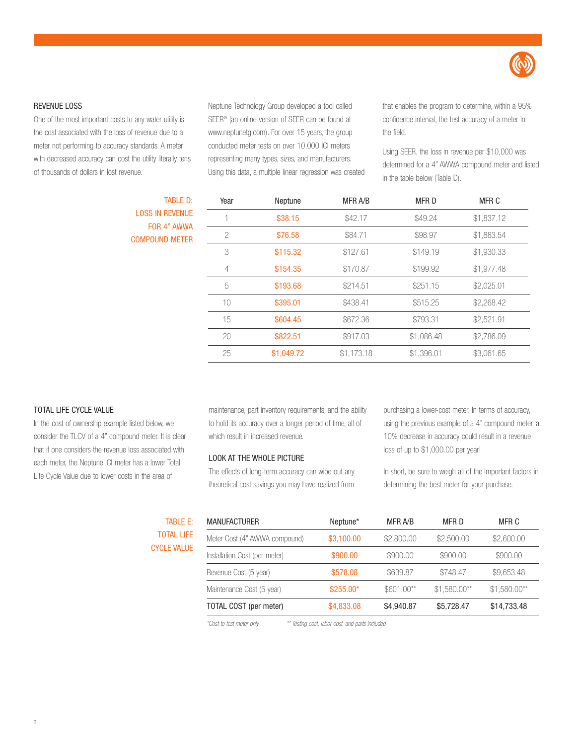## REVENUE LOSS

One of the most important costs to any water utility is the cost associated with the loss of revenue due to a meter not performing to accuracy standards. A meter with decreased accuracy can cost the utility literally tens of thousands of dollars in lost revenue.

Neptune Technology Group developed a tool called SEER® (an online version of SEER can be found at www.neptunetg.com). For over 15 years, the group conducted meter tests on over 10,000 ICI meters representing many types, sizes, and manufacturers. Using this data, a multiple linear regression was created that enables the program to determine, within a 95% confidence interval, the test accuracy of a meter in the field.

Using SEER, the loss in revenue per $10,000 was determined for a 4" AWWA compound meter and listed in the table below (Table D).

**TABLE D: LOSS IN REVENUE FOR 4" AWWA COMPOUND METER**

| Year | Neptune | MFR A/B | MFR D | MFR C |
|---|---|---|---|---|
| 1 | $38.15 | $42.17 | $49.24 | $1,837.12 |
| 2 | $76.58 | $84.71 | $98.97 | $1,883.54 |
| 3 | $115.32 | $127.61 | $149.19 | $1,930.33 |
| 4 | $154.35 | $170.87 | $199.92 | $1,977.48 |
| 5 | $193.68 | $214.51 | $251.15 | $2,025.01 |
| 10 | $395.01 | $438.41 | $515.25 | $2,268.42 |
| 15 | $604.45 | $672.36 | $793.31 | $2,521.91 |
| 20 | $822.51 | $917.03 | $1,086.48 | $2,786.09 |
| 25 | $1,049.72 | $1,173.18 | $1,396.01 | $3,061.65 |

## TOTAL LIFE CYCLE VALUE

In the cost of ownership example listed below, we consider the TLCV of a 4" compound meter. It is clear that if one considers the revenue loss associated with each meter, the Neptune ICI meter has a lower Total Life Cycle Value due to lower costs in the area of maintenance, part inventory requirements, and the ability to hold its accuracy over a longer period of time, all of which result in increased revenue.

## LOOK AT THE WHOLE PICTURE

The effects of long-term accuracy can wipe out any theoretical cost savings you may have realized from purchasing a lower-cost meter. In terms of accuracy, using the previous example of a 4" compound meter, a 10% decrease in accuracy could result in a revenue loss of up to $1,000.00 per year!

In short, be sure to weigh all of the important factors in determining the best meter for your purchase.

**TABLE E: TOTAL LIFE CYCLE VALUE**

| MANUFACTURER | Neptune* | MFR A/B | MFR D | MFR C |
|---|---|---|---|---|
| Meter Cost (4" AWWA compound) | $3,100.00 | $2,800.00 | $2,500.00 | $2,600.00 |
| Installation Cost (per meter) | $900.00 | $900.00 | $900.00 | $900.00 |
| Revenue Cost (5 year) | $578.08 | $639.87 | $748.47 | $9,653.48 |
| Maintenance Cost (5 year) | $255.00* | $601.00** | $1,580.00** | $1,580.00** |
| TOTAL COST (per meter) | $4,833.08 | $4,940.87 | $5,728.47 | $14,733.48 |

*\*Cost to test meter only* *\*\* Testing cost, labor cost, and parts included*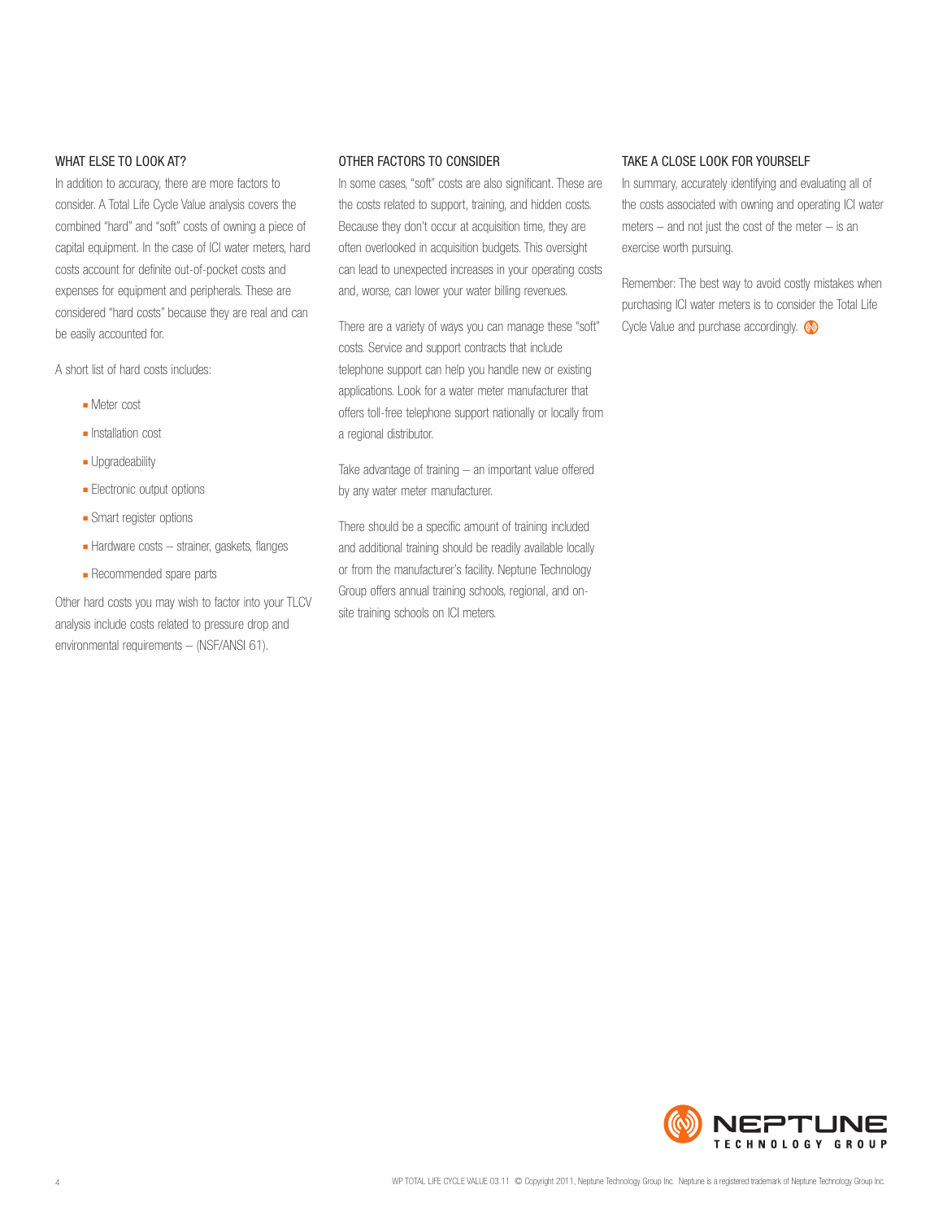## WHAT ELSE TO LOOK AT?

In addition to accuracy, there are more factors to consider. A Total Life Cycle Value analysis covers the combined "hard" and "soft" costs of owning a piece of capital equipment. In the case of ICI water meters, hard costs account for definite out-of-pocket costs and expenses for equipment and peripherals. These are considered "hard costs" because they are real and can be easily accounted for.

A short list of hard costs includes:

- Meter cost
- Installation cost
- Upgradeability
- Electronic output options
- Smart register options
- Hardware costs – strainer, gaskets, flanges
- Recommended spare parts

Other hard costs you may wish to factor into your TLCV analysis include costs related to pressure drop and environmental requirements – (NSF/ANSI 61).

## OTHER FACTORS TO CONSIDER

In some cases, "soft" costs are also significant. These are the costs related to support, training, and hidden costs. Because they don't occur at acquisition time, they are often overlooked in acquisition budgets. This oversight can lead to unexpected increases in your operating costs and, worse, can lower your water billing revenues.

There are a variety of ways you can manage these "soft" costs. Service and support contracts that include telephone support can help you handle new or existing applications. Look for a water meter manufacturer that offers toll-free telephone support nationally or locally from a regional distributor.

Take advantage of training – an important value offered by any water meter manufacturer.

There should be a specific amount of training included and additional training should be readily available locally or from the manufacturer's facility. Neptune Technology Group offers annual training schools, regional, and on-site training schools on ICI meters.

## TAKE A CLOSE LOOK FOR YOURSELF

In summary, accurately identifying and evaluating all of the costs associated with owning and operating ICI water meters – and not just the cost of the meter – is an exercise worth pursuing.

Remember: The best way to avoid costly mistakes when purchasing ICI water meters is to consider the Total Life Cycle Value and purchase accordingly.

NEPTUNE TECHNOLOGY GROUP

WP TOTAL LIFE CYCLE VALUE 03.11 © Copyright 2011, Neptune Technology Group Inc. Neptune is a registered trademark of Neptune Technology Group Inc.